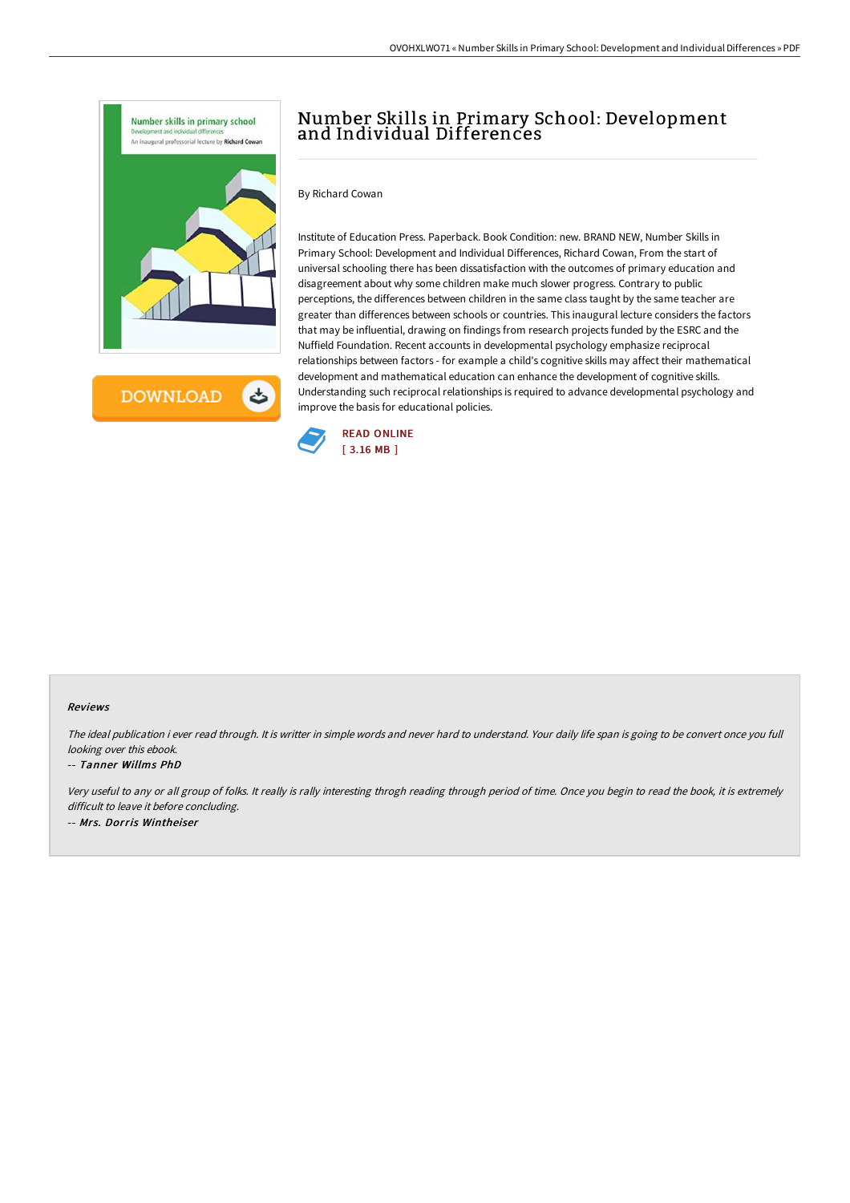# Number Skills in Primary School: Development and Individual Differences

By Richard Cowan

Institute of Education Press. Paperback. Book Condition: new. BRAND NEW, Number Skills in Primary School: Development and Individual Differences, Richard Cowan, From the start of universal schooling there has been dissatisfaction with the outcomes of primary education and disagreement about why some children make much slower progress. Contrary to public perceptions, the differences between children in the same class taught by the same teacher are greater than differences between schools or countries. This inaugural lecture considers the factors that may be influential, drawing on findings from research projects funded by the ESRC and the Nuffield Foundation. Recent accounts in developmental psychology emphasize reciprocal relationships between factors - for example a child's cognitive skills may affect their mathematical development and mathematical education can enhance the development of cognitive skills. Understanding such reciprocal relationships is required to advance developmental psychology and improve the basis for educational policies.

READ ONLINE
[ 3.16 MB ]

### Reviews

*The ideal publication i ever read through. It is writter in simple words and never hard to understand. Your daily life span is going to be convert once you full looking over this ebook.*

-- *Tanner Willms PhD*

*Very useful to any or all group of folks. It really is rally interesting throgh reading through period of time. Once you begin to read the book, it is extremely difficult to leave it before concluding.*

-- *Mrs. Dorris Wintheiser*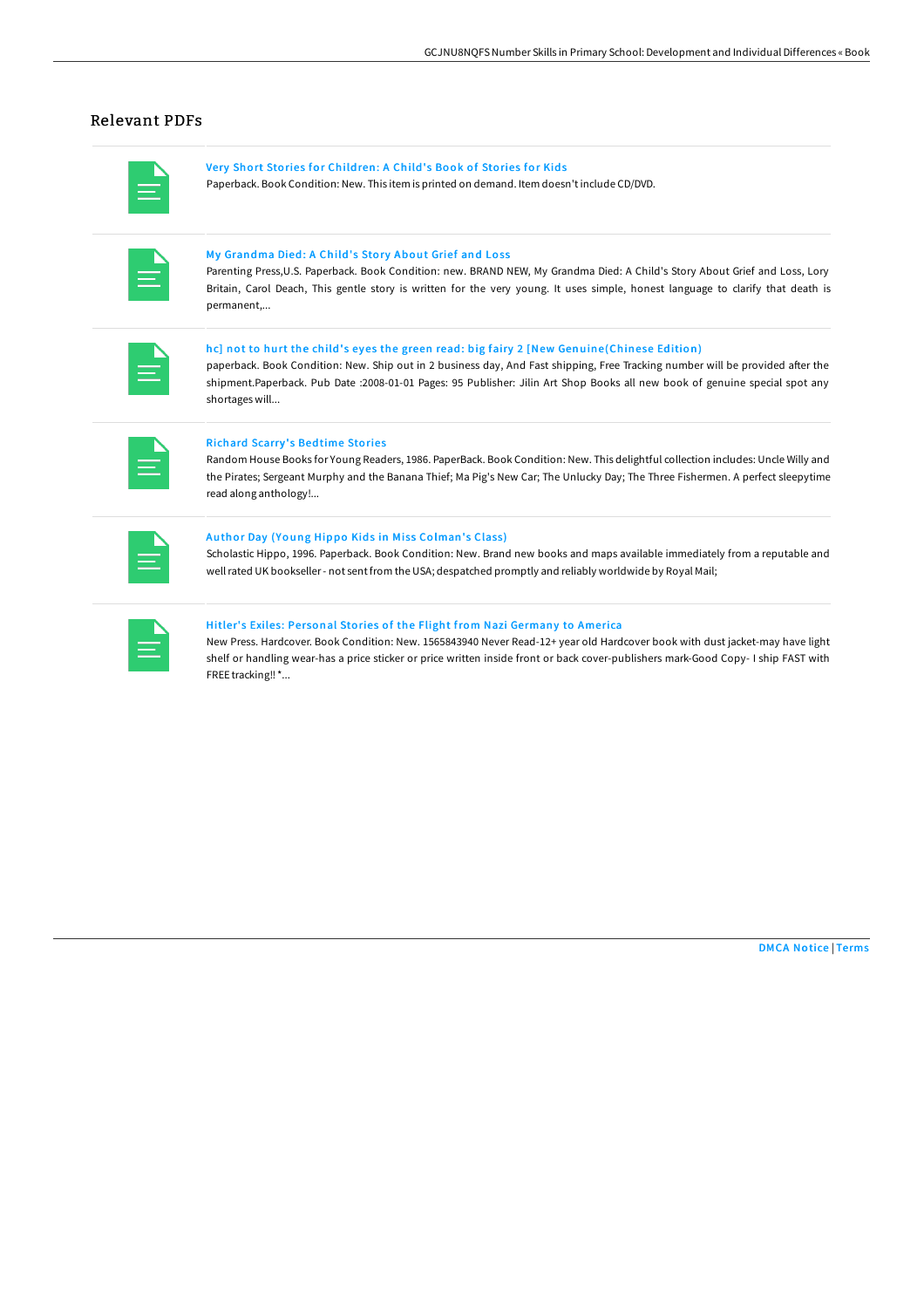## Relevant PDFs

### Very Short Stories for Children: A Child's Book of Stories for Kids

Paperback. Book Condition: New. This item is printed on demand. Item doesn't include CD/DVD.

### My Grandma Died: A Child's Story About Grief and Loss

Parenting Press,U.S. Paperback. Book Condition: new. BRAND NEW, My Grandma Died: A Child's Story About Grief and Loss, Lory Britain, Carol Deach, This gentle story is written for the very young. It uses simple, honest language to clarify that death is permanent,...

### hc] not to hurt the child's eyes the green read: big fairy 2 [New Genuine(Chinese Edition)

paperback. Book Condition: New. Ship out in 2 business day, And Fast shipping, Free Tracking number will be provided after the shipment.Paperback. Pub Date :2008-01-01 Pages: 95 Publisher: Jilin Art Shop Books all new book of genuine special spot any shortages will...

### Richard Scarry's Bedtime Stories

Random House Books for Young Readers, 1986. PaperBack. Book Condition: New. This delightful collection includes: Uncle Willy and the Pirates; Sergeant Murphy and the Banana Thief; Ma Pig's New Car; The Unlucky Day; The Three Fishermen. A perfect sleepytime read along anthology!...

### Author Day (Young Hippo Kids in Miss Colman's Class)

Scholastic Hippo, 1996. Paperback. Book Condition: New. Brand new books and maps available immediately from a reputable and well rated UK bookseller - not sent from the USA; despatched promptly and reliably worldwide by Royal Mail;

### Hitler's Exiles: Personal Stories of the Flight from Nazi Germany to America

New Press. Hardcover. Book Condition: New. 1565843940 Never Read-12+ year old Hardcover book with dust jacket-may have light shelf or handling wear-has a price sticker or price written inside front or back cover-publishers mark-Good Copy- I ship FAST with FREE tracking!! *...

DMCA Notice | Terms